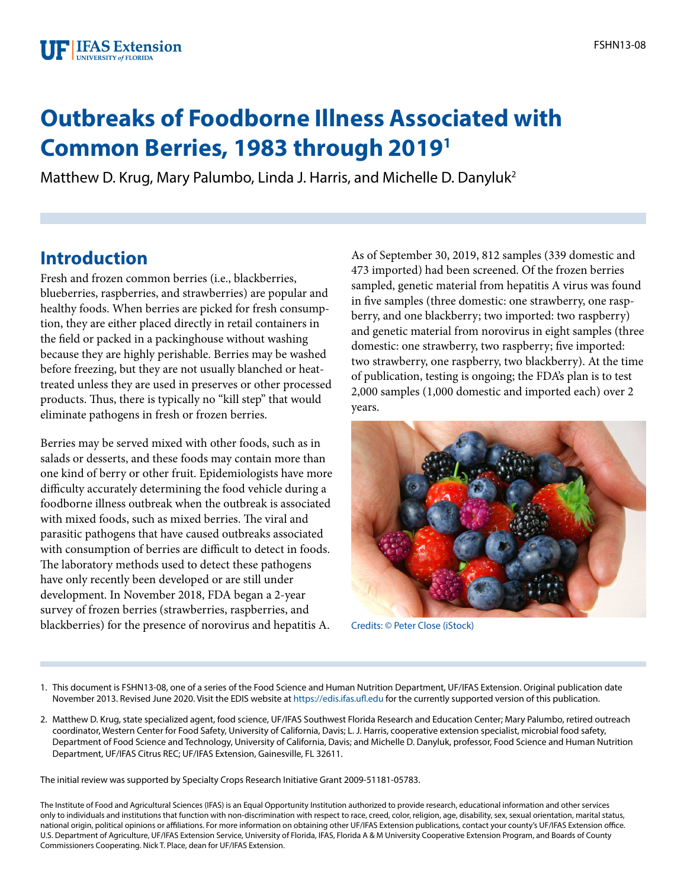# Outbreaks of Foodborne Illness Associated with Common Berries, 1983 through 2019[1]

Matthew D. Krug, Mary Palumbo, Linda J. Harris, and Michelle D. Danyluk[2]

## Introduction

Fresh and frozen common berries (i.e., blackberries, blueberries, raspberries, and strawberries) are popular and healthy foods. When berries are picked for fresh consumption, they are either placed directly in retail containers in the field or packed in a packinghouse without washing because they are highly perishable. Berries may be washed before freezing, but they are not usually blanched or heat-treated unless they are used in preserves or other processed products. Thus, there is typically no "kill step" that would eliminate pathogens in fresh or frozen berries.

Berries may be served mixed with other foods, such as in salads or desserts, and these foods may contain more than one kind of berry or other fruit. Epidemiologists have more difficulty accurately determining the food vehicle during a foodborne illness outbreak when the outbreak is associated with mixed foods, such as mixed berries. The viral and parasitic pathogens that have caused outbreaks associated with consumption of berries are difficult to detect in foods. The laboratory methods used to detect these pathogens have only recently been developed or are still under development. In November 2018, FDA began a 2-year survey of frozen berries (strawberries, raspberries, and blackberries) for the presence of norovirus and hepatitis A. As of September 30, 2019, 812 samples (339 domestic and 473 imported) had been screened. Of the frozen berries sampled, genetic material from hepatitis A virus was found in five samples (three domestic: one strawberry, one raspberry, and one blackberry; two imported: two raspberry) and genetic material from norovirus in eight samples (three domestic: one strawberry, two raspberry; five imported: two strawberry, one raspberry, two blackberry). At the time of publication, testing is ongoing; the FDA's plan is to test 2,000 samples (1,000 domestic and imported each) over 2 years.

Credits: © Peter Close (iStock)

1. This document is FSHN13-08, one of a series of the Food Science and Human Nutrition Department, UF/IFAS Extension. Original publication date November 2013. Revised June 2020. Visit the EDIS website at https://edis.ifas.ufl.edu for the currently supported version of this publication.

2. Matthew D. Krug, state specialized agent, food science, UF/IFAS Southwest Florida Research and Education Center; Mary Palumbo, retired outreach coordinator, Western Center for Food Safety, University of California, Davis; L. J. Harris, cooperative extension specialist, microbial food safety, Department of Food Science and Technology, University of California, Davis; and Michelle D. Danyluk, professor, Food Science and Human Nutrition Department, UF/IFAS Citrus REC; UF/IFAS Extension, Gainesville, FL 32611.

The initial review was supported by Specialty Crops Research Initiative Grant 2009-51181-05783.

The Institute of Food and Agricultural Sciences (IFAS) is an Equal Opportunity Institution authorized to provide research, educational information and other services only to individuals and institutions that function with non-discrimination with respect to race, creed, color, religion, age, disability, sex, sexual orientation, marital status, national origin, political opinions or affiliations. For more information on obtaining other UF/IFAS Extension publications, contact your county's UF/IFAS Extension office. U.S. Department of Agriculture, UF/IFAS Extension Service, University of Florida, IFAS, Florida A & M University Cooperative Extension Program, and Boards of County Commissioners Cooperating. Nick T. Place, dean for UF/IFAS Extension.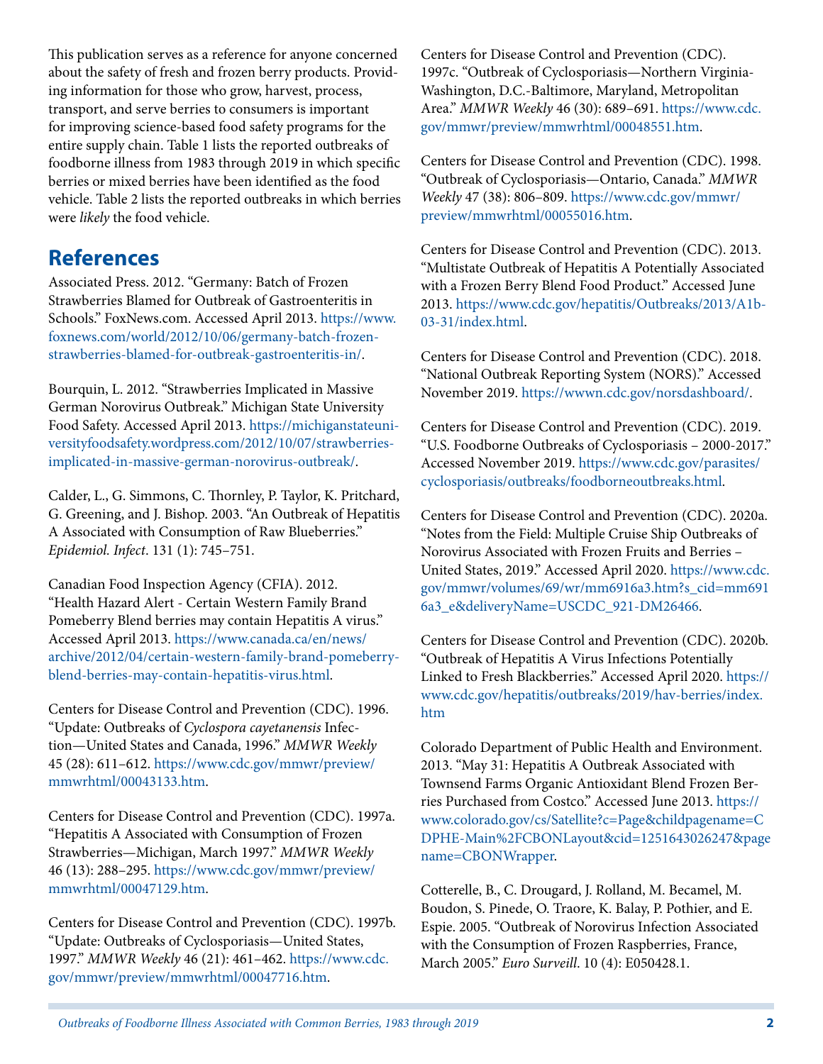This publication serves as a reference for anyone concerned about the safety of fresh and frozen berry products. Providing information for those who grow, harvest, process, transport, and serve berries to consumers is important for improving science-based food safety programs for the entire supply chain. Table 1 lists the reported outbreaks of foodborne illness from 1983 through 2019 in which specific berries or mixed berries have been identified as the food vehicle. Table 2 lists the reported outbreaks in which berries were *likely* the food vehicle.

## References

Associated Press. 2012. "Germany: Batch of Frozen Strawberries Blamed for Outbreak of Gastroenteritis in Schools." FoxNews.com. Accessed April 2013. https://www.foxnews.com/world/2012/10/06/germany-batch-frozen-strawberries-blamed-for-outbreak-gastroenteritis-in/.

Bourquin, L. 2012. "Strawberries Implicated in Massive German Norovirus Outbreak." Michigan State University Food Safety. Accessed April 2013. https://michiganstateuniversityfoodsafety.wordpress.com/2012/10/07/strawberries-implicated-in-massive-german-norovirus-outbreak/.

Calder, L., G. Simmons, C. Thornley, P. Taylor, K. Pritchard, G. Greening, and J. Bishop. 2003. "An Outbreak of Hepatitis A Associated with Consumption of Raw Blueberries." *Epidemiol. Infect*. 131 (1): 745–751.

Canadian Food Inspection Agency (CFIA). 2012. "Health Hazard Alert - Certain Western Family Brand Pomeberry Blend berries may contain Hepatitis A virus." Accessed April 2013. https://www.canada.ca/en/news/archive/2012/04/certain-western-family-brand-pomeberry-blend-berries-may-contain-hepatitis-virus.html.

Centers for Disease Control and Prevention (CDC). 1996. "Update: Outbreaks of *Cyclospora cayetanensis* Infection—United States and Canada, 1996." *MMWR Weekly* 45 (28): 611–612. https://www.cdc.gov/mmwr/preview/mmwrhtml/00043133.htm.

Centers for Disease Control and Prevention (CDC). 1997a. "Hepatitis A Associated with Consumption of Frozen Strawberries—Michigan, March 1997." *MMWR Weekly* 46 (13): 288–295. https://www.cdc.gov/mmwr/preview/mmwrhtml/00047129.htm.

Centers for Disease Control and Prevention (CDC). 1997b. "Update: Outbreaks of Cyclosporiasis—United States, 1997." *MMWR Weekly* 46 (21): 461–462. https://www.cdc.gov/mmwr/preview/mmwrhtml/00047716.htm.

Centers for Disease Control and Prevention (CDC). 1997c. "Outbreak of Cyclosporiasis—Northern Virginia-Washington, D.C.-Baltimore, Maryland, Metropolitan Area." *MMWR Weekly* 46 (30): 689–691. https://www.cdc.gov/mmwr/preview/mmwrhtml/00048551.htm.

Centers for Disease Control and Prevention (CDC). 1998. "Outbreak of Cyclosporiasis—Ontario, Canada." *MMWR Weekly* 47 (38): 806–809. https://www.cdc.gov/mmwr/preview/mmwrhtml/00055016.htm.

Centers for Disease Control and Prevention (CDC). 2013. "Multistate Outbreak of Hepatitis A Potentially Associated with a Frozen Berry Blend Food Product." Accessed June 2013. https://www.cdc.gov/hepatitis/Outbreaks/2013/A1b-03-31/index.html.

Centers for Disease Control and Prevention (CDC). 2018. "National Outbreak Reporting System (NORS)." Accessed November 2019. https://wwwn.cdc.gov/norsdashboard/.

Centers for Disease Control and Prevention (CDC). 2019. "U.S. Foodborne Outbreaks of Cyclosporiasis – 2000-2017." Accessed November 2019. https://www.cdc.gov/parasites/cyclosporiasis/outbreaks/foodborneoutbreaks.html.

Centers for Disease Control and Prevention (CDC). 2020a. "Notes from the Field: Multiple Cruise Ship Outbreaks of Norovirus Associated with Frozen Fruits and Berries – United States, 2019." Accessed April 2020. https://www.cdc.gov/mmwr/volumes/69/wr/mm6916a3.htm?s_cid=mm6916a3_e&deliveryName=USCDC_921-DM26466.

Centers for Disease Control and Prevention (CDC). 2020b. "Outbreak of Hepatitis A Virus Infections Potentially Linked to Fresh Blackberries." Accessed April 2020. https://www.cdc.gov/hepatitis/outbreaks/2019/hav-berries/index.htm

Colorado Department of Public Health and Environment. 2013. "May 31: Hepatitis A Outbreak Associated with Townsend Farms Organic Antioxidant Blend Frozen Berries Purchased from Costco." Accessed June 2013. https://www.colorado.gov/cs/Satellite?c=Page&childpagename=CDPHE-Main%2FCBONLayout&cid=1251643026247&pagename=CBONWrapper.

Cotterelle, B., C. Drougard, J. Rolland, M. Becamel, M. Boudon, S. Pinede, O. Traore, K. Balay, P. Pothier, and E. Espie. 2005. "Outbreak of Norovirus Infection Associated with the Consumption of Frozen Raspberries, France, March 2005." *Euro Surveill*. 10 (4): E050428.1.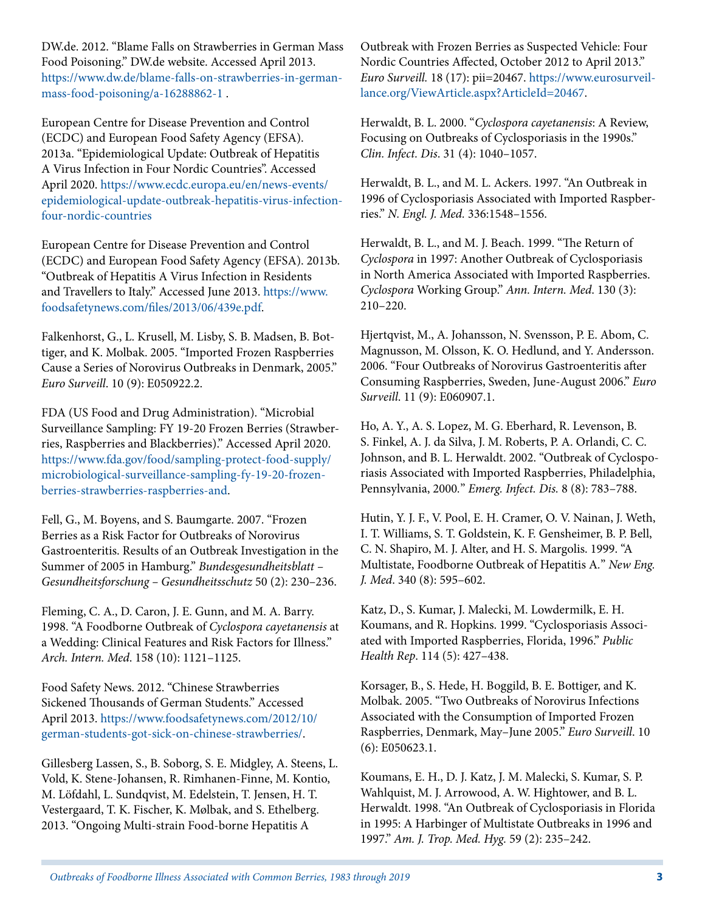DW.de. 2012. "Blame Falls on Strawberries in German Mass Food Poisoning." DW.de website. Accessed April 2013. https://www.dw.de/blame-falls-on-strawberries-in-german-mass-food-poisoning/a-16288862-1 .

European Centre for Disease Prevention and Control (ECDC) and European Food Safety Agency (EFSA). 2013a. "Epidemiological Update: Outbreak of Hepatitis A Virus Infection in Four Nordic Countries". Accessed April 2020. https://www.ecdc.europa.eu/en/news-events/epidemiological-update-outbreak-hepatitis-virus-infection-four-nordic-countries

European Centre for Disease Prevention and Control (ECDC) and European Food Safety Agency (EFSA). 2013b. "Outbreak of Hepatitis A Virus Infection in Residents and Travellers to Italy." Accessed June 2013. https://www.foodsafetynews.com/files/2013/06/439e.pdf.

Falkenhorst, G., L. Krusell, M. Lisby, S. B. Madsen, B. Bottiger, and K. Molbak. 2005. "Imported Frozen Raspberries Cause a Series of Norovirus Outbreaks in Denmark, 2005." *Euro Surveill*. 10 (9): E050922.2.

FDA (US Food and Drug Administration). "Microbial Surveillance Sampling: FY 19-20 Frozen Berries (Strawberries, Raspberries and Blackberries)." Accessed April 2020. https://www.fda.gov/food/sampling-protect-food-supply/microbiological-surveillance-sampling-fy-19-20-frozen-berries-strawberries-raspberries-and.

Fell, G., M. Boyens, and S. Baumgarte. 2007. "Frozen Berries as a Risk Factor for Outbreaks of Norovirus Gastroenteritis. Results of an Outbreak Investigation in the Summer of 2005 in Hamburg." *Bundesgesundheitsblatt – Gesundheitsforschung – Gesundheitsschutz* 50 (2): 230–236.

Fleming, C. A., D. Caron, J. E. Gunn, and M. A. Barry. 1998. "A Foodborne Outbreak of *Cyclospora cayetanensis* at a Wedding: Clinical Features and Risk Factors for Illness." *Arch. Intern. Med*. 158 (10): 1121–1125.

Food Safety News. 2012. "Chinese Strawberries Sickened Thousands of German Students." Accessed April 2013. https://www.foodsafetynews.com/2012/10/german-students-got-sick-on-chinese-strawberries/.

Gillesberg Lassen, S., B. Soborg, S. E. Midgley, A. Steens, L. Vold, K. Stene-Johansen, R. Rimhanen-Finne, M. Kontio, M. Löfdahl, L. Sundqvist, M. Edelstein, T. Jensen, H. T. Vestergaard, T. K. Fischer, K. Mølbak, and S. Ethelberg. 2013. "Ongoing Multi-strain Food-borne Hepatitis A Outbreak with Frozen Berries as Suspected Vehicle: Four Nordic Countries Affected, October 2012 to April 2013." *Euro Surveill.* 18 (17): pii=20467. https://www.eurosurveillance.org/ViewArticle.aspx?ArticleId=20467.

Herwaldt, B. L. 2000. "*Cyclospora cayetanensis*: A Review, Focusing on Outbreaks of Cyclosporiasis in the 1990s." *Clin. Infect. Dis*. 31 (4): 1040–1057.

Herwaldt, B. L., and M. L. Ackers. 1997. "An Outbreak in 1996 of Cyclosporiasis Associated with Imported Raspberries." *N. Engl. J. Med*. 336:1548–1556.

Herwaldt, B. L., and M. J. Beach. 1999. "The Return of *Cyclospora* in 1997: Another Outbreak of Cyclosporiasis in North America Associated with Imported Raspberries. *Cyclospora* Working Group." *Ann. Intern. Med*. 130 (3): 210–220.

Hjertqvist, M., A. Johansson, N. Svensson, P. E. Abom, C. Magnusson, M. Olsson, K. O. Hedlund, and Y. Andersson. 2006. "Four Outbreaks of Norovirus Gastroenteritis after Consuming Raspberries, Sweden, June-August 2006." *Euro Surveill*. 11 (9): E060907.1.

Ho, A. Y., A. S. Lopez, M. G. Eberhard, R. Levenson, B. S. Finkel, A. J. da Silva, J. M. Roberts, P. A. Orlandi, C. C. Johnson, and B. L. Herwaldt. 2002. "Outbreak of Cyclosporiasis Associated with Imported Raspberries, Philadelphia, Pennsylvania, 2000." *Emerg. Infect. Dis.* 8 (8): 783–788.

Hutin, Y. J. F., V. Pool, E. H. Cramer, O. V. Nainan, J. Weth, I. T. Williams, S. T. Goldstein, K. F. Gensheimer, B. P. Bell, C. N. Shapiro, M. J. Alter, and H. S. Margolis. 1999. "A Multistate, Foodborne Outbreak of Hepatitis A." *New Eng. J. Med*. 340 (8): 595–602.

Katz, D., S. Kumar, J. Malecki, M. Lowdermilk, E. H. Koumans, and R. Hopkins. 1999. "Cyclosporiasis Associated with Imported Raspberries, Florida, 1996." *Public Health Rep*. 114 (5): 427–438.

Korsager, B., S. Hede, H. Boggild, B. E. Bottiger, and K. Molbak. 2005. "Two Outbreaks of Norovirus Infections Associated with the Consumption of Imported Frozen Raspberries, Denmark, May–June 2005." *Euro Surveill*. 10 (6): E050623.1.

Koumans, E. H., D. J. Katz, J. M. Malecki, S. Kumar, S. P. Wahlquist, M. J. Arrowood, A. W. Hightower, and B. L. Herwaldt. 1998. "An Outbreak of Cyclosporiasis in Florida in 1995: A Harbinger of Multistate Outbreaks in 1996 and 1997." *Am. J. Trop. Med. Hyg.* 59 (2): 235–242.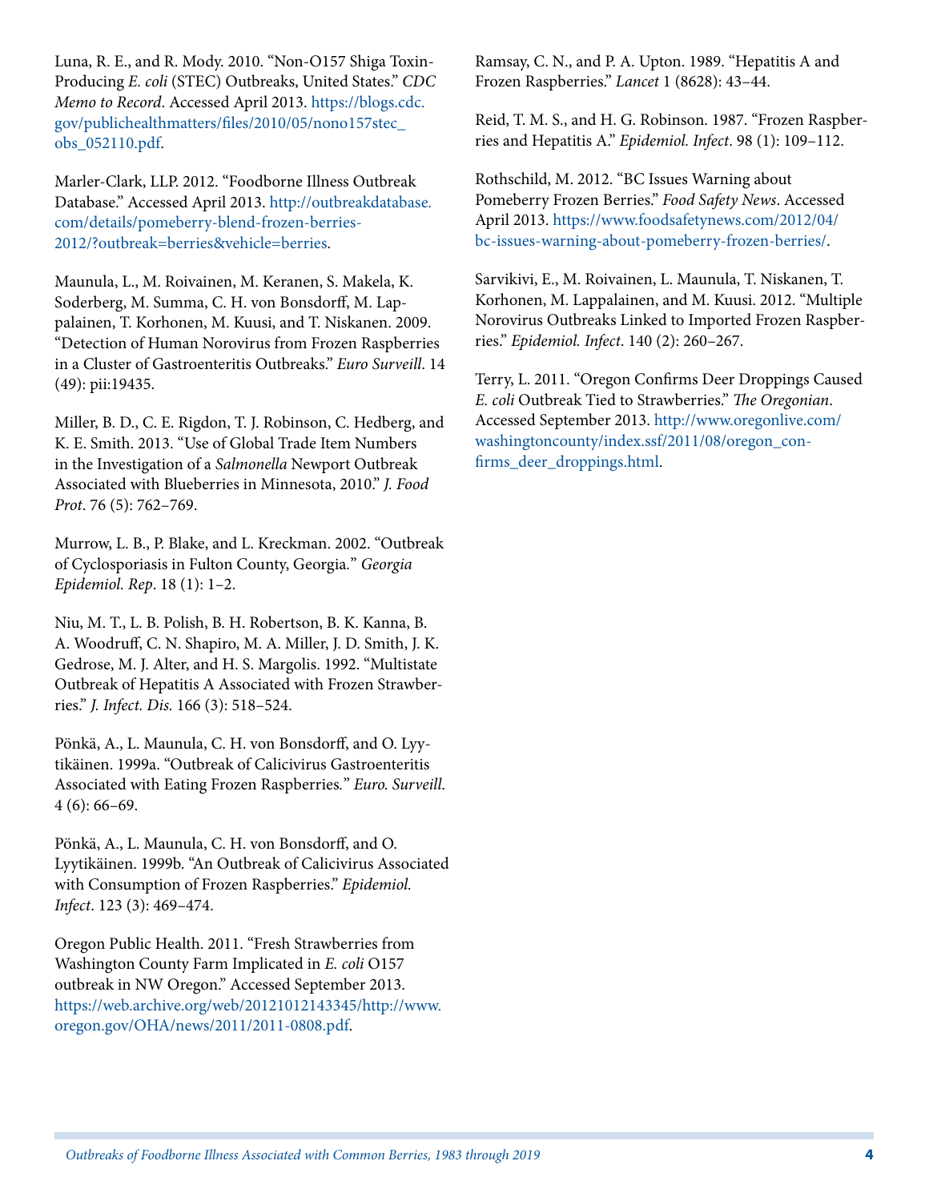Luna, R. E., and R. Mody. 2010. "Non-O157 Shiga Toxin-Producing *E. coli* (STEC) Outbreaks, United States." *CDC Memo to Record*. Accessed April 2013. https://blogs.cdc.gov/publichealthmatters/files/2010/05/nono157stec_obs_052110.pdf.

Marler-Clark, LLP. 2012. "Foodborne Illness Outbreak Database." Accessed April 2013. http://outbreakdatabase.com/details/pomeberry-blend-frozen-berries-2012/?outbreak=berries&vehicle=berries.

Maunula, L., M. Roivainen, M. Keranen, S. Makela, K. Soderberg, M. Summa, C. H. von Bonsdorff, M. Lappalainen, T. Korhonen, M. Kuusi, and T. Niskanen. 2009. "Detection of Human Norovirus from Frozen Raspberries in a Cluster of Gastroenteritis Outbreaks." *Euro Surveill*. 14 (49): pii:19435.

Miller, B. D., C. E. Rigdon, T. J. Robinson, C. Hedberg, and K. E. Smith. 2013. "Use of Global Trade Item Numbers in the Investigation of a *Salmonella* Newport Outbreak Associated with Blueberries in Minnesota, 2010." *J. Food Prot*. 76 (5): 762–769.

Murrow, L. B., P. Blake, and L. Kreckman. 2002. "Outbreak of Cyclosporiasis in Fulton County, Georgia." *Georgia Epidemiol. Rep*. 18 (1): 1–2.

Niu, M. T., L. B. Polish, B. H. Robertson, B. K. Kanna, B. A. Woodruff, C. N. Shapiro, M. A. Miller, J. D. Smith, J. K. Gedrose, M. J. Alter, and H. S. Margolis. 1992. "Multistate Outbreak of Hepatitis A Associated with Frozen Strawberries." *J. Infect. Dis.* 166 (3): 518–524.

Pönkä, A., L. Maunula, C. H. von Bonsdorff, and O. Lyytikäinen. 1999a. "Outbreak of Calicivirus Gastroenteritis Associated with Eating Frozen Raspberries." *Euro. Surveill.* 4 (6): 66–69.

Pönkä, A., L. Maunula, C. H. von Bonsdorff, and O. Lyytikäinen. 1999b. "An Outbreak of Calicivirus Associated with Consumption of Frozen Raspberries." *Epidemiol. Infect*. 123 (3): 469–474.

Oregon Public Health. 2011. "Fresh Strawberries from Washington County Farm Implicated in *E. coli* O157 outbreak in NW Oregon." Accessed September 2013. https://web.archive.org/web/20121012143345/http://www.oregon.gov/OHA/news/2011/2011-0808.pdf.

Ramsay, C. N., and P. A. Upton. 1989. "Hepatitis A and Frozen Raspberries." *Lancet* 1 (8628): 43–44.

Reid, T. M. S., and H. G. Robinson. 1987. "Frozen Raspberries and Hepatitis A." *Epidemiol. Infect*. 98 (1): 109–112.

Rothschild, M. 2012. "BC Issues Warning about Pomeberry Frozen Berries." *Food Safety News*. Accessed April 2013. https://www.foodsafetynews.com/2012/04/bc-issues-warning-about-pomeberry-frozen-berries/.

Sarvikivi, E., M. Roivainen, L. Maunula, T. Niskanen, T. Korhonen, M. Lappalainen, and M. Kuusi. 2012. "Multiple Norovirus Outbreaks Linked to Imported Frozen Raspberries." *Epidemiol. Infect*. 140 (2): 260–267.

Terry, L. 2011. "Oregon Confirms Deer Droppings Caused *E. coli* Outbreak Tied to Strawberries." *The Oregonian*. Accessed September 2013. http://www.oregonlive.com/washingtoncounty/index.ssf/2011/08/oregon_confirms_deer_droppings.html.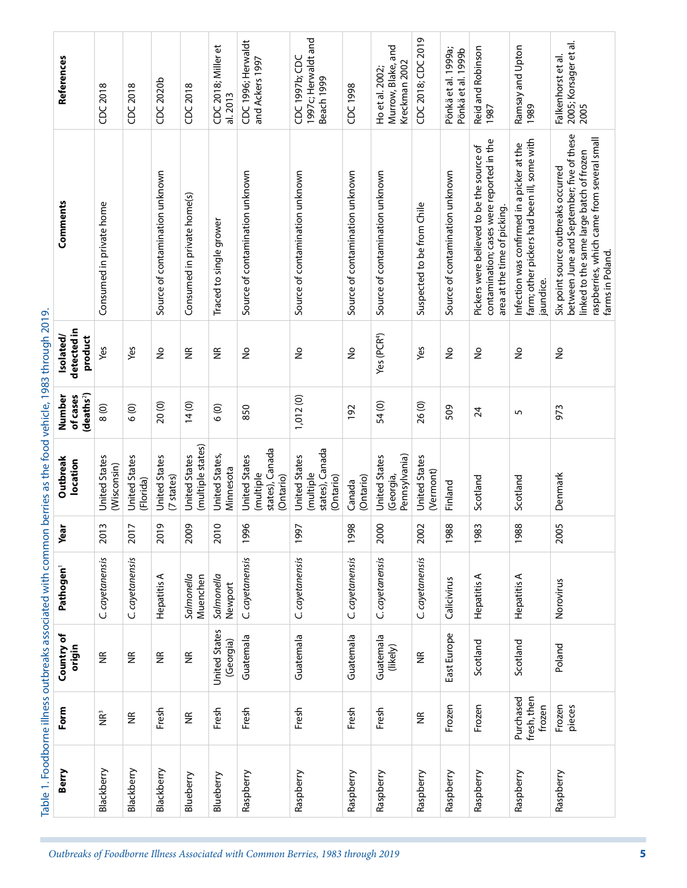Table 1. Foodborne illness outbreaks associated with common berries as the food vehicle, 1983 through 2019.

| Berry | Form | Country of origin | Pathogen[1] | Year | Outbreak location | Number of cases (deaths[2]) | Isolated/ detected in product | Comments | References |
|---|---|---|---|---|---|---|---|---|---|
| Blackberry | NR[3] | NR | *C. cayetanensis* | 2013 | United States (Wisconsin) | 8 (0) | Yes | Consumed in private home | CDC 2018 |
| Blackberry | NR | NR | *C. cayetanensis* | 2017 | United States (Florida) | 6 (0) | Yes | | CDC 2018 |
| Blackberry | Fresh | NR | Hepatitis A | 2019 | United States (7 states) | 20 (0) | No | Source of contamination unknown | CDC 2020b |
| Blueberry | NR | NR | *Salmonella* Muenchen | 2009 | United States (multiple states) | 14 (0) | NR | Consumed in private home(s) | CDC 2018 |
| Blueberry | Fresh | United States (Georgia) | *Salmonella* Newport | 2010 | United States, Minnesota | 6 (0) | NR | Traced to single grower | CDC 2018; Miller et al. 2013 |
| Raspberry | Fresh | Guatemala | *C. cayetanensis* | 1996 | United States (multiple states), Canada (Ontario) | 850 | No | Source of contamination unknown | CDC 1996; Herwaldt and Ackers 1997 |
| Raspberry | Fresh | Guatemala | *C. cayetanensis* | 1997 | United States (multiple states), Canada (Ontario) | 1,012 (0) | No | Source of contamination unknown | CDC 1997b; CDC 1997c; Herwaldt and Beach 1999 |
| Raspberry | Fresh | Guatemala | *C. cayetanensis* | 1998 | Canada (Ontario) | 192 | No | Source of contamination unknown | CDC 1998 |
| Raspberry | Fresh | Guatemala (likely) | *C. cayetanensis* | 2000 | United States (Georgia, Pennsylvania) | 54 (0) | Yes (PCR[4]) | Source of contamination unknown | Ho et al. 2002; Murrow, Blake, and Kreckman 2002 |
| Raspberry | NR | NR | *C. cayetanensis* | 2002 | United States (Vermont) | 26 (0) | Yes | Suspected to be from Chile | CDC 2018; CDC 2019 |
| Raspberry | Frozen | East Europe | Calicivirus | 1988 | Finland | 509 | No | Source of contamination unknown | Pönkä et al. 1999a; Pönkä et al. 1999b |
| Raspberry | Frozen | Scotland | Hepatitis A | 1983 | Scotland | 24 | No | Pickers were believed to be the source of contamination; cases were reported in the area at the time of picking. | Reid and Robinson 1987 |
| Raspberry | Purchased fresh, then frozen | Scotland | Hepatitis A | 1988 | Scotland | 5 | No | Infection was confirmed in a picker at the farm; other pickers had been ill, some with jaundice. | Ramsay and Upton 1989 |
| Raspberry | Frozen pieces | Poland | Norovirus | 2005 | Denmark | 973 | No | Six point source outbreaks occurred between June and September; five of these linked to the same large batch of frozen raspberries, which came from several small farms in Poland. | Falkenhorst et al. 2005; Korsager et al. 2005 |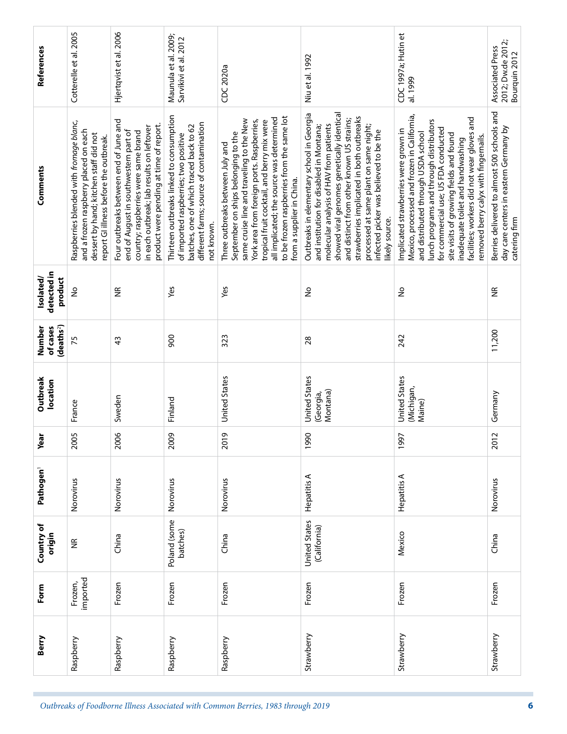| Berry | Form | Country of origin | Pathogen[1] | Year | Outbreak location | Number of cases (deaths[2]) | Isolated/ detected in product | Comments | References |
|---|---|---|---|---|---|---|---|---|---|
| Raspberry | Frozen, imported | NR | Norovirus | 2005 | France | 75 | No | Raspberries blended with *fromage blanc*, and a frozen raspberry placed on each dessert by hand; kitchen staff did not report GI illness before the outbreak. | Cotterelle et al. 2005 |
| Raspberry | Frozen | China | Norovirus | 2006 | Sweden | 43 | NR | Four outbreaks between end of June and end of August in southwestern part of country; raspberries were same brand in each outbreak; lab results on leftover product were pending at time of report. | Hjertqvist et al. 2006 |
| Raspberry | Frozen | Poland (some batches) | Norovirus | 2009 | Finland | 900 | Yes | Thirteen outbreaks linked to consumption of imported raspberries; two positive batches, one of which traced back to 62 different farms; source of contamination not known. | Maunula et al. 2009; Sarvikivi et al. 2012 |
| Raspberry | Frozen | China | Norovirus | 2019 | United States | 323 | Yes | Three outbreaks between July and September on ships belonging to the same cruise line and traveling to the New York area from foreign ports. Raspberries, tropical fruit cocktail, and berry mix were all implicated; the source was determined to be frozen raspberries from the same lot from a supplier in China. | CDC 2020a |
| Strawberry | Frozen | United States (California) | Hepatitis A | 1990 | United States (Georgia, Montana) | 28 | No | Outbreaks in elementary school in Georgia and institution for disabled in Montana; molecular analysis of HAV from patients showed viral genomes genetically identical and distinct from other known US strains; strawberries implicated in both outbreaks processed at same plant on same night; infected picker was believed to be the likely source. | Niu et al. 1992 |
| Strawberry | Frozen | Mexico | Hepatitis A | 1997 | United States (Michigan, Maine) | 242 | No | Implicated strawberries were grown in Mexico, processed and frozen in California, and distributed through USDA school lunch programs and through distributors for commercial use; US FDA conducted site visits of growing fields and found inadequate toilet and handwashing facilities; workers did not wear gloves and removed berry calyx with fingernails. | CDC 1997a; Hutin et al. 1999 |
| Strawberry | Frozen | China | Norovirus | 2012 | Germany | 11,200 | NR | Berries delivered to almost 500 schools and day care centers in eastern Germany by catering firm | Associated Press 2012; Dw.de 2012; Bourquin 2012 |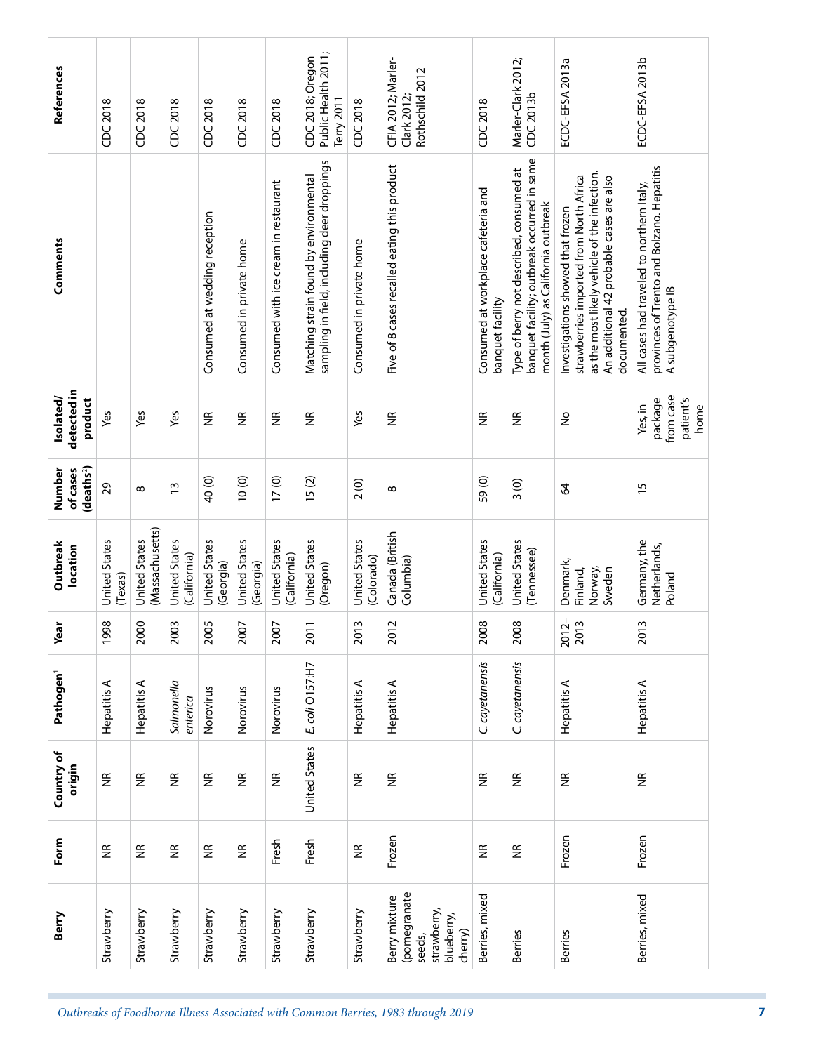| Berry | Form | Country of origin | Pathogen[1] | Year | Outbreak location | Number of cases (deaths[2]) | Isolated/ detected in product | Comments | References |
|---|---|---|---|---|---|---|---|---|---|
| Strawberry | NR | NR | Hepatitis A | 1998 | United States (Texas) | 29 | Yes | | CDC 2018 |
| Strawberry | NR | NR | Hepatitis A | 2000 | United States (Massachusetts) | 8 | Yes | | CDC 2018 |
| Strawberry | NR | NR | *Salmonella enterica* | 2003 | United States (California) | 13 | Yes | | CDC 2018 |
| Strawberry | NR | NR | Norovirus | 2005 | United States (Georgia) | 40 (0) | NR | Consumed at wedding reception | CDC 2018 |
| Strawberry | NR | NR | Norovirus | 2007 | United States (Georgia) | 10 (0) | NR | Consumed in private home | CDC 2018 |
| Strawberry | Fresh | NR | Norovirus | 2007 | United States (California) | 17 (0) | NR | Consumed with ice cream in restaurant | CDC 2018 |
| Strawberry | Fresh | United States | *E. coli* O157:H7 | 2011 | United States (Oregon) | 15 (2) | NR | Matching strain found by environmental sampling in field, including deer droppings | CDC 2018; Oregon Public Health 2011; Terry 2011 |
| Strawberry | NR | NR | Hepatitis A | 2013 | United States (Colorado) | 2 (0) | Yes | Consumed in private home | CDC 2018 |
| Berry mixture (pomegranate seeds, strawberry, blueberry, cherry) | Frozen | NR | Hepatitis A | 2012 | Canada (British Columbia) | 8 | NR | Five of 8 cases recalled eating this product | CFIA 2012; Marler-Clark 2012; Rothschild 2012 |
| Berries, mixed | NR | NR | *C. cayetanensis* | 2008 | United States (California) | 59 (0) | NR | Consumed at workplace cafeteria and banquet facility | CDC 2018 |
| Berries | NR | NR | *C. cayetanensis* | 2008 | United States (Tennessee) | 3 (0) | NR | Type of berry not described, consumed at banquet facility; outbreak occurred in same month (July) as California outbreak | Marler-Clark 2012; CDC 2013b |
| Berries | Frozen | NR | Hepatitis A | 2012–2013 | Denmark, Finland, Norway, Sweden | 64 | No | Investigations showed that frozen strawberries imported from North Africa as the most likely vehicle of the infection. An additional 42 probable cases are also documented. | ECDC-EFSA 2013a |
| Berries, mixed | Frozen | NR | Hepatitis A | 2013 | Germany, the Netherlands, Poland | 15 | Yes, in package from case patient's home | All cases had traveled to northern Italy, provinces of Trento and Bolzano. Hepatitis A subgenotype IB | ECDC-EFSA 2013b |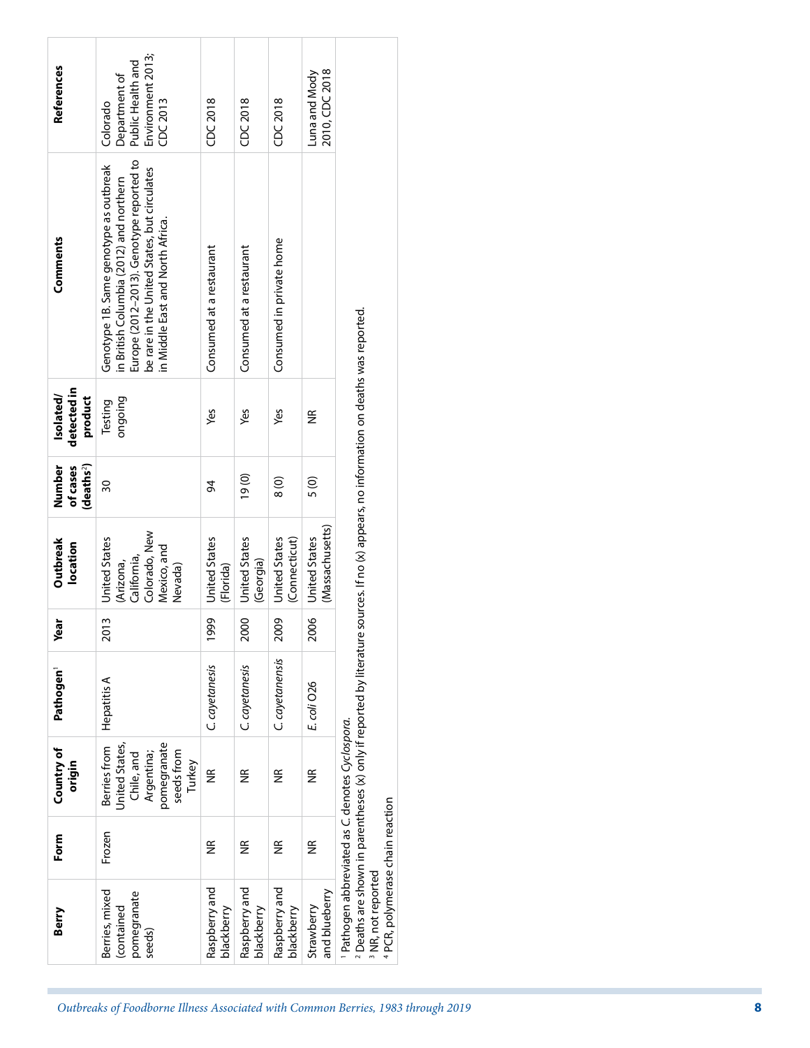| Berry | Form | Country of origin | Pathogen[1] | Year | Outbreak location | Number of cases (deaths[2]) | Isolated/ detected in product | Comments | References |
|---|---|---|---|---|---|---|---|---|---|
| Berries, mixed (contained pomegranate seeds) | Frozen | Berries from United States, Chile, and Argentina; pomegranate seeds from Turkey | Hepatitis A | 2013 | United States (Arizona, California, Colorado, New Mexico, and Nevada) | 30 | Testing ongoing | Genotype 1B. Same genotype as outbreak in British Columbia (2012) and northern Europe (2012–2013). Genotype reported to be rare in the United States, but circulates in Middle East and North Africa. | Colorado Department of Public Health and Environment 2013; CDC 2013 |
| Raspberry and blackberry | NR | NR | *C. cayetanesis* | 1999 | United States (Florida) | 94 | Yes | Consumed at a restaurant | CDC 2018 |
| Raspberry and blackberry | NR | NR | *C. cayetanesis* | 2000 | United States (Georgia) | 19 (0) | Yes | Consumed at a restaurant | CDC 2018 |
| Raspberry and blackberry | NR | NR | *C. cayetanensis* | 2009 | United States (Connecticut) | 8 (0) | Yes | Consumed in private home | CDC 2018 |
| Strawberry and blueberry | NR | NR | *E. coli* O26 | 2006 | United States (Massachusetts) | 5 (0) | NR | | Luna and Mody 2010, CDC 2018 |

[1] Pathogen abbreviated as C. denotes *Cyclospora*.
[2] Deaths are shown in parentheses (x) only if reported by literature sources. If no (x) appears, no information on deaths was reported.
[3] NR, not reported
[4] PCR, polymerase chain reaction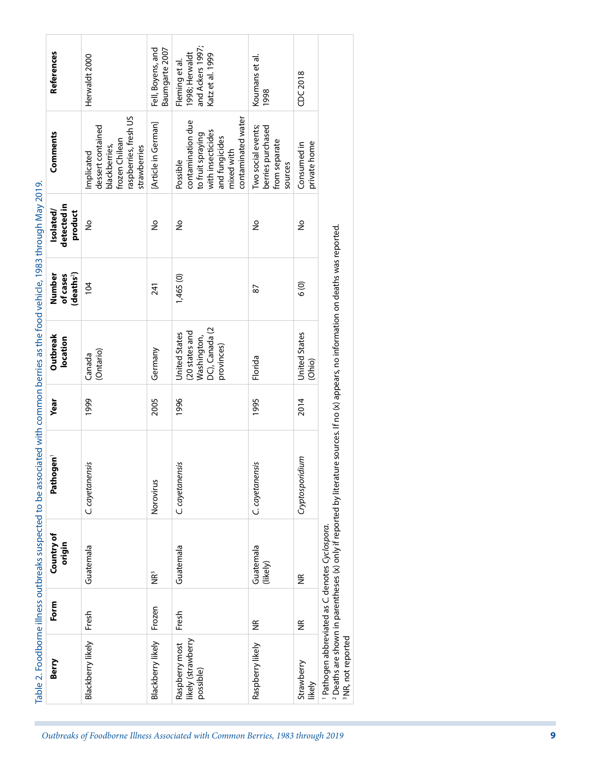Table 2. Foodborne illness outbreaks suspected to be associated with common berries as the food vehicle, 1983 through May 2019.

| Berry | Form | Country of origin | Pathogen[1] | Year | Outbreak location | Number of cases (deaths[2]) | Isolated/detected in product | Comments | References |
|---|---|---|---|---|---|---|---|---|---|
| Blackberry likely | Fresh | Guatemala | *C. cayetanensis* | 1999 | Canada (Ontario) | 104 | No | Implicated dessert contained blackberries, frozen Chilean raspberries, fresh US strawberries | Herwaldt 2000 |
| Blackberry likely | Frozen | NR[3] | Norovirus | 2005 | Germany | 241 | No | [Article in German] | Fell, Boyens, and Baumgarte 2007 |
| Raspberry most likely (strawberry possible) | Fresh | Guatemala | *C. cayetanensis* | 1996 | United States (20 states and Washington, DC), Canada (2 provinces) | 1,465 (0) | No | Possible contamination due to fruit spraying with insecticides and fungicides mixed with contaminated water | Fleming et al. 1998; Herwaldt and Ackers 1997; Katz et al. 1999 |
| Raspberry likely | NR | Guatemala (likely) | *C. cayetanensis* | 1995 | Florida | 87 | No | Two social events; berries purchased from separate sources | Koumans et al. 1998 |
| Strawberry likely | NR | NR | *Cryptosporidium* | 2014 | United States (Ohio) | 6 (0) | No | Consumed in private home | CDC 2018 |

[1] Pathogen abbreviated as C. denotes *Cyclospora*.
[2] Deaths are shown in parentheses (x) only if reported by literature sources. If no (x) appears, no information on deaths was reported.
[3] NR, not reported